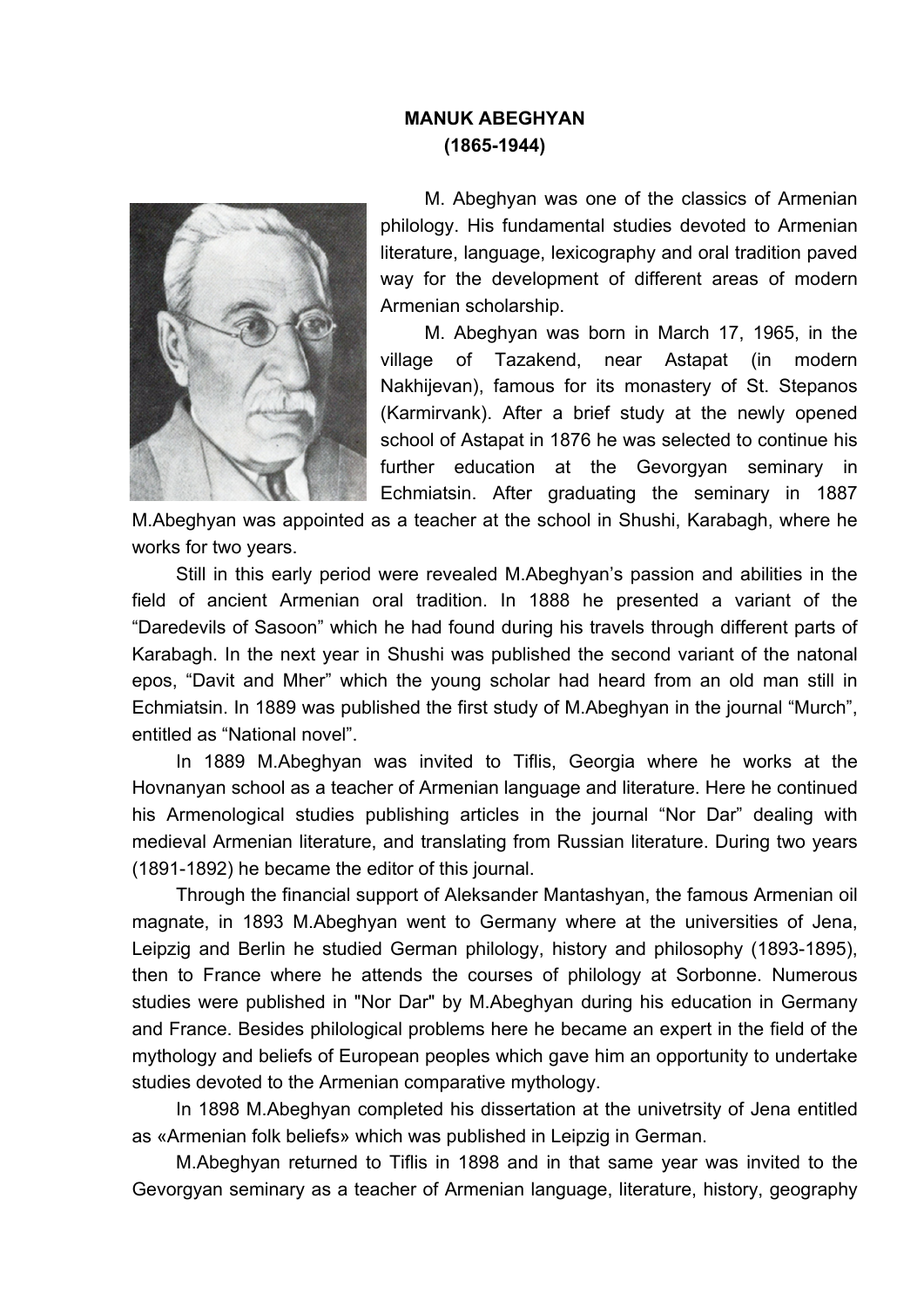**MANUK ABEGHYAN**
**(1865-1944)**

M. Abeghyan was one of the classics of Armenian philology. His fundamental studies devoted to Armenian literature, language, lexicography and oral tradition paved way for the development of different areas of modern Armenian scholarship.

M. Abeghyan was born in March 17, 1965, in the village of Tazakend, near Astapat (in modern Nakhijevan), famous for its monastery of St. Stepanos (Karmirvank). After a brief study at the newly opened school of Astapat in 1876 he was selected to continue his further education at the Gevorgyan seminary in Echmiatsin. After graduating the seminary in 1887 M.Abeghyan was appointed as a teacher at the school in Shushi, Karabagh, where he works for two years.

Still in this early period were revealed M.Abeghyan's passion and abilities in the field of ancient Armenian oral tradition. In 1888 he presented a variant of the "Daredevils of Sasoon" which he had found during his travels through different parts of Karabagh. In the next year in Shushi was published the second variant of the natonal epos, "Davit and Mher" which the young scholar had heard from an old man still in Echmiatsin. In 1889 was published the first study of M.Abeghyan in the journal "Murch", entitled as "National novel".

In 1889 M.Abeghyan was invited to Tiflis, Georgia where he works at the Hovnanyan school as a teacher of Armenian language and literature. Here he continued his Armenological studies publishing articles in the journal "Nor Dar" dealing with medieval Armenian literature, and translating from Russian literature. During two years (1891-1892) he became the editor of this journal.

Through the financial support of Aleksander Mantashyan, the famous Armenian oil magnate, in 1893 M.Abeghyan went to Germany where at the universities of Jena, Leipzig and Berlin he studied German philology, history and philosophy (1893-1895), then to France where he attends the courses of philology at Sorbonne. Numerous studies were published in "Nor Dar" by M.Abeghyan during his education in Germany and France. Besides philological problems here he became an expert in the field of the mythology and beliefs of European peoples which gave him an opportunity to undertake studies devoted to the Armenian comparative mythology.

In 1898 M.Abeghyan completed his dissertation at the univetrsity of Jena entitled as «Armenian folk beliefs» which was published in Leipzig in German.

M.Abeghyan returned to Tiflis in 1898 and in that same year was invited to the Gevorgyan seminary as a teacher of Armenian language, literature, history, geography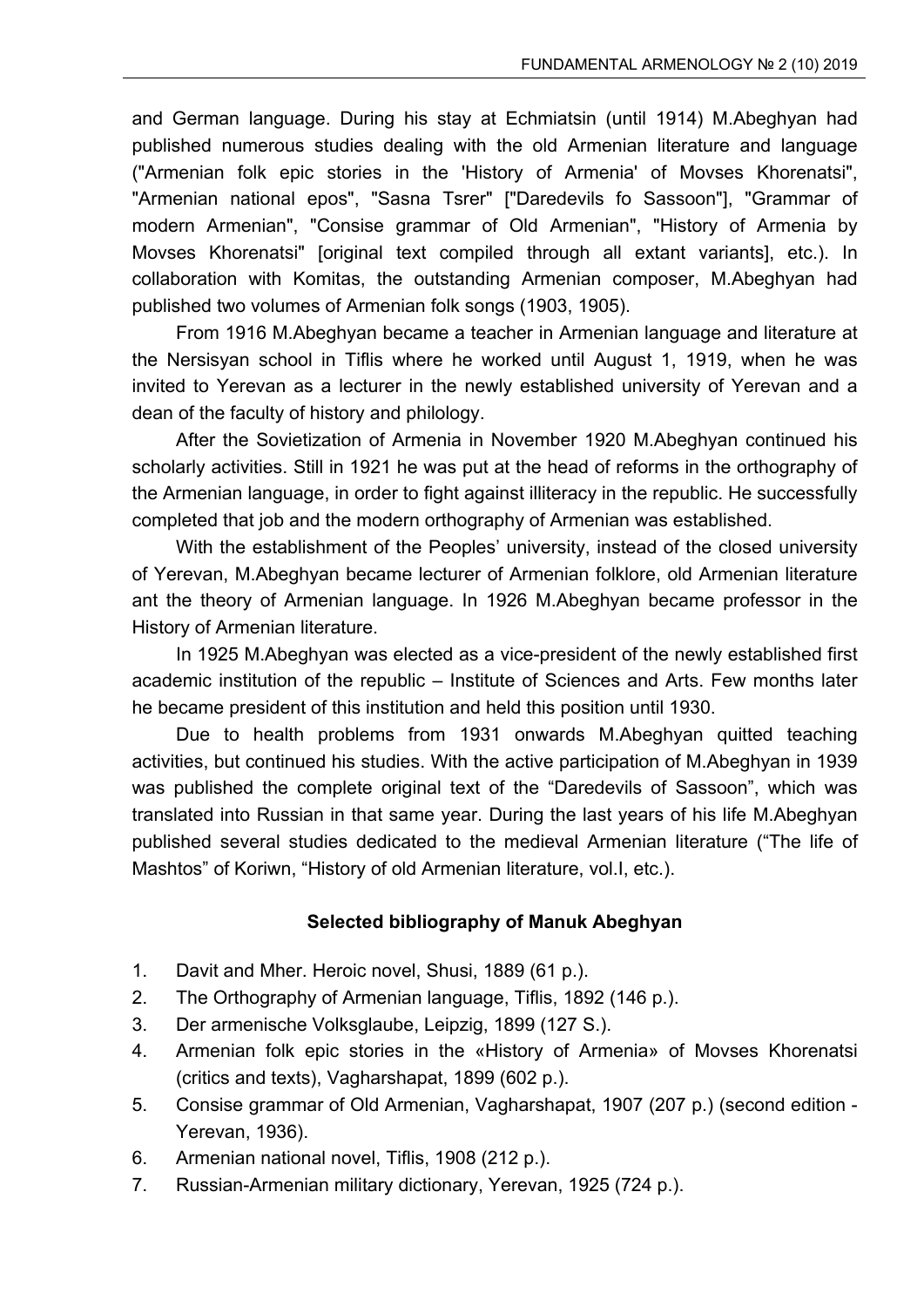and German language. During his stay at Echmiatsin (until 1914) M.Abeghyan had published numerous studies dealing with the old Armenian literature and language ("Armenian folk epic stories in the 'History of Armenia' of Movses Khorenatsi", "Armenian national epos", "Sasna Tsrer" ["Daredevils fo Sassoon"], "Grammar of modern Armenian", "Consise grammar of Old Armenian", "History of Armenia by Movses Khorenatsi" [original text compiled through all extant variants], etc.). In collaboration with Komitas, the outstanding Armenian composer, M.Abeghyan had published two volumes of Armenian folk songs (1903, 1905).

From 1916 M.Abeghyan became a teacher in Armenian language and literature at the Nersisyan school in Tiflis where he worked until August 1, 1919, when he was invited to Yerevan as a lecturer in the newly established university of Yerevan and a dean of the faculty of history and philology.

After the Sovietization of Armenia in November 1920 M.Abeghyan continued his scholarly activities. Still in 1921 he was put at the head of reforms in the orthography of the Armenian language, in order to fight against illiteracy in the republic. He successfully completed that job and the modern orthography of Armenian was established.

With the establishment of the Peoples' university, instead of the closed university of Yerevan, M.Abeghyan became lecturer of Armenian folklore, old Armenian literature ant the theory of Armenian language. In 1926 M.Abeghyan became professor in the History of Armenian literature.

In 1925 M.Abeghyan was elected as a vice-president of the newly established first academic institution of the republic – Institute of Sciences and Arts. Few months later he became president of this institution and held this position until 1930.

Due to health problems from 1931 onwards M.Abeghyan quitted teaching activities, but continued his studies. With the active participation of M.Abeghyan in 1939 was published the complete original text of the "Daredevils of Sassoon", which was translated into Russian in that same year. During the last years of his life M.Abeghyan published several studies dedicated to the medieval Armenian literature ("The life of Mashtos" of Koriwn, "History of old Armenian literature, vol.I, etc.).

### Selected bibliography of Manuk Abeghyan

1. Davit and Mher. Heroic novel, Shusi, 1889 (61 p.).
2. The Orthography of Armenian language, Tiflis, 1892 (146 p.).
3. Der armenische Volksglaube, Leipzig, 1899 (127 S.).
4. Armenian folk epic stories in the «History of Armenia» of Movses Khorenatsi (critics and texts), Vagharshapat, 1899 (602 p.).
5. Consise grammar of Old Armenian, Vagharshapat, 1907 (207 p.) (second edition - Yerevan, 1936).
6. Armenian national novel, Tiflis, 1908 (212 p.).
7. Russian-Armenian military dictionary, Yerevan, 1925 (724 p.).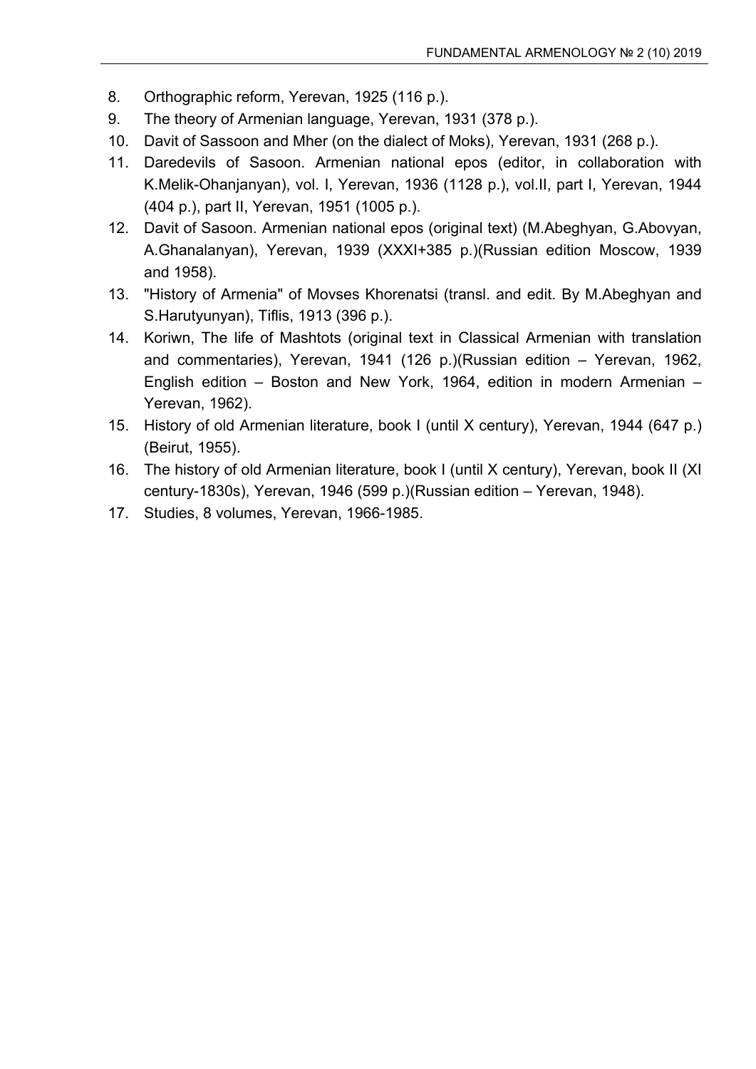8. Orthographic reform, Yerevan, 1925 (116 p.).
9. The theory of Armenian language, Yerevan, 1931 (378 p.).
10. Davit of Sassoon and Mher (on the dialect of Moks), Yerevan, 1931 (268 p.).
11. Daredevils of Sasoon. Armenian national epos (editor, in collaboration with K.Melik-Ohanjanyan), vol. I, Yerevan, 1936 (1128 p.), vol.II, part I, Yerevan, 1944 (404 p.), part II, Yerevan, 1951 (1005 p.).
12. Davit of Sasoon. Armenian national epos (original text) (M.Abeghyan, G.Abovyan, A.Ghanalanyan), Yerevan, 1939 (XXXI+385 p.)(Russian edition Moscow, 1939 and 1958).
13. "History of Armenia" of Movses Khorenatsi (transl. and edit. By M.Abeghyan and S.Harutyunyan), Tiflis, 1913 (396 p.).
14. Koriwn, The life of Mashtots (original text in Classical Armenian with translation and commentaries), Yerevan, 1941 (126 p.)(Russian edition – Yerevan, 1962, English edition – Boston and New York, 1964, edition in modern Armenian – Yerevan, 1962).
15. History of old Armenian literature, book I (until X century), Yerevan, 1944 (647 p.) (Beirut, 1955).
16. The history of old Armenian literature, book I (until X century), Yerevan, book II (XI century-1830s), Yerevan, 1946 (599 p.)(Russian edition – Yerevan, 1948).
17. Studies, 8 volumes, Yerevan, 1966-1985.